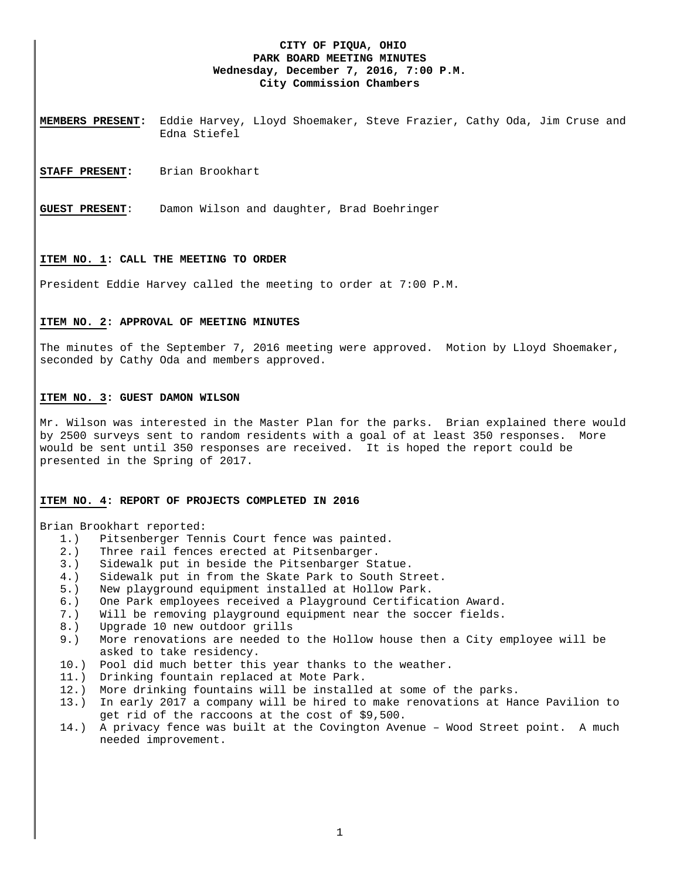**CITY OF PIQUA, OHIO**
**PARK BOARD MEETING MINUTES**
**Wednesday, December 7, 2016, 7:00 P.M.**
**City Commission Chambers**

**MEMBERS PRESENT:** Eddie Harvey, Lloyd Shoemaker, Steve Frazier, Cathy Oda, Jim Cruse and Edna Stiefel

**STAFF PRESENT:** Brian Brookhart

**GUEST PRESENT**: Damon Wilson and daughter, Brad Boehringer

## ITEM NO. 1: CALL THE MEETING TO ORDER

President Eddie Harvey called the meeting to order at 7:00 P.M.

## ITEM NO. 2: APPROVAL OF MEETING MINUTES

The minutes of the September 7, 2016 meeting were approved. Motion by Lloyd Shoemaker, seconded by Cathy Oda and members approved.

## ITEM NO. 3: GUEST DAMON WILSON

Mr. Wilson was interested in the Master Plan for the parks. Brian explained there would by 2500 surveys sent to random residents with a goal of at least 350 responses. More would be sent until 350 responses are received. It is hoped the report could be presented in the Spring of 2017.

## ITEM NO. 4: REPORT OF PROJECTS COMPLETED IN 2016

Brian Brookhart reported:

1.) Pitsenberger Tennis Court fence was painted.
2.) Three rail fences erected at Pitsenbarger.
3.) Sidewalk put in beside the Pitsenbarger Statue.
4.) Sidewalk put in from the Skate Park to South Street.
5.) New playground equipment installed at Hollow Park.
6.) One Park employees received a Playground Certification Award.
7.) Will be removing playground equipment near the soccer fields.
8.) Upgrade 10 new outdoor grills
9.) More renovations are needed to the Hollow house then a City employee will be asked to take residency.
10.) Pool did much better this year thanks to the weather.
11.) Drinking fountain replaced at Mote Park.
12.) More drinking fountains will be installed at some of the parks.
13.) In early 2017 a company will be hired to make renovations at Hance Pavilion to get rid of the raccoons at the cost of $9,500.
14.) A privacy fence was built at the Covington Avenue – Wood Street point. A much needed improvement.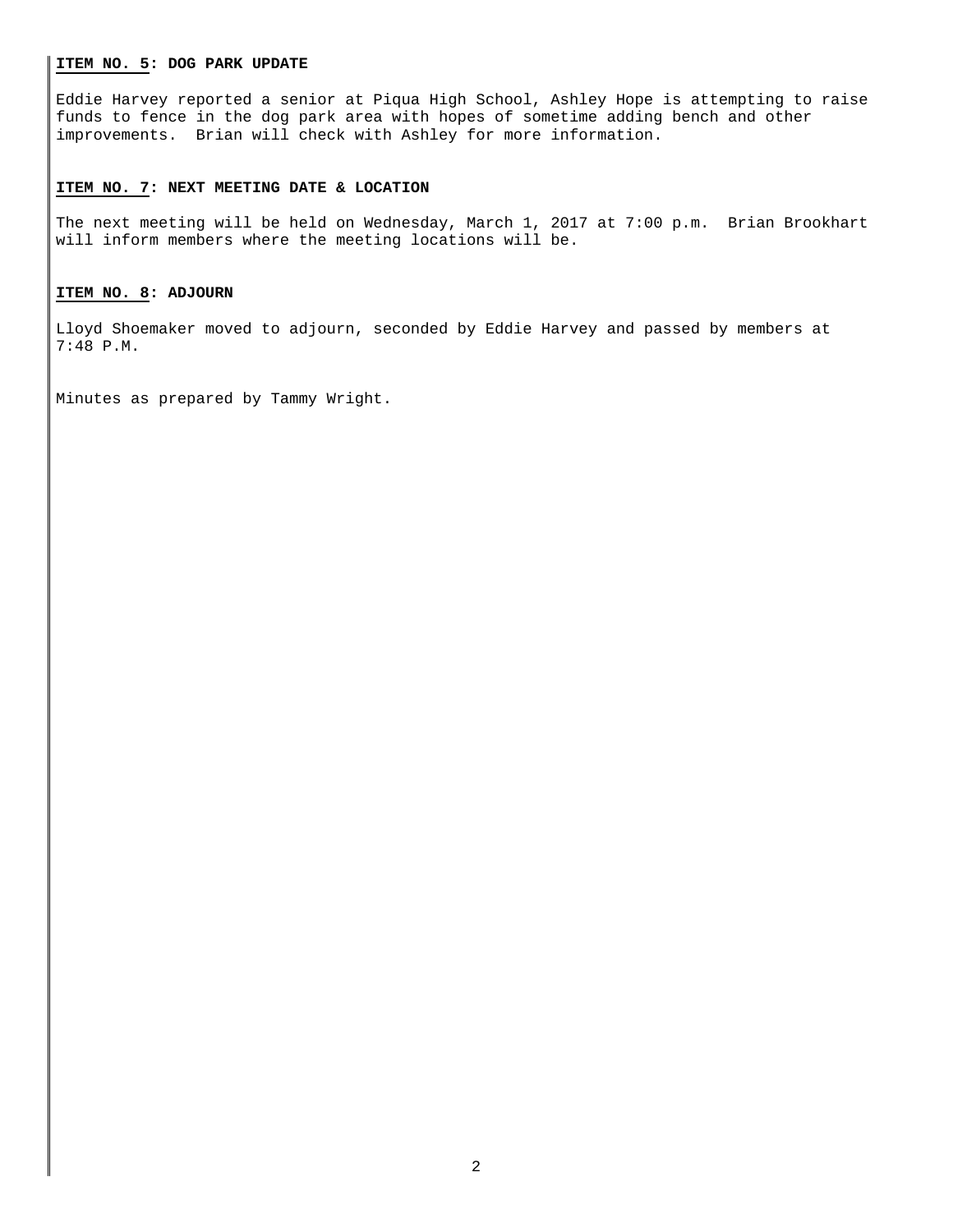**ITEM NO. 5: DOG PARK UPDATE**

Eddie Harvey reported a senior at Piqua High School, Ashley Hope is attempting to raise funds to fence in the dog park area with hopes of sometime adding bench and other improvements. Brian will check with Ashley for more information.

**ITEM NO. 7: NEXT MEETING DATE & LOCATION**

The next meeting will be held on Wednesday, March 1, 2017 at 7:00 p.m. Brian Brookhart will inform members where the meeting locations will be.

**ITEM NO. 8: ADJOURN**

Lloyd Shoemaker moved to adjourn, seconded by Eddie Harvey and passed by members at 7:48 P.M.

Minutes as prepared by Tammy Wright.